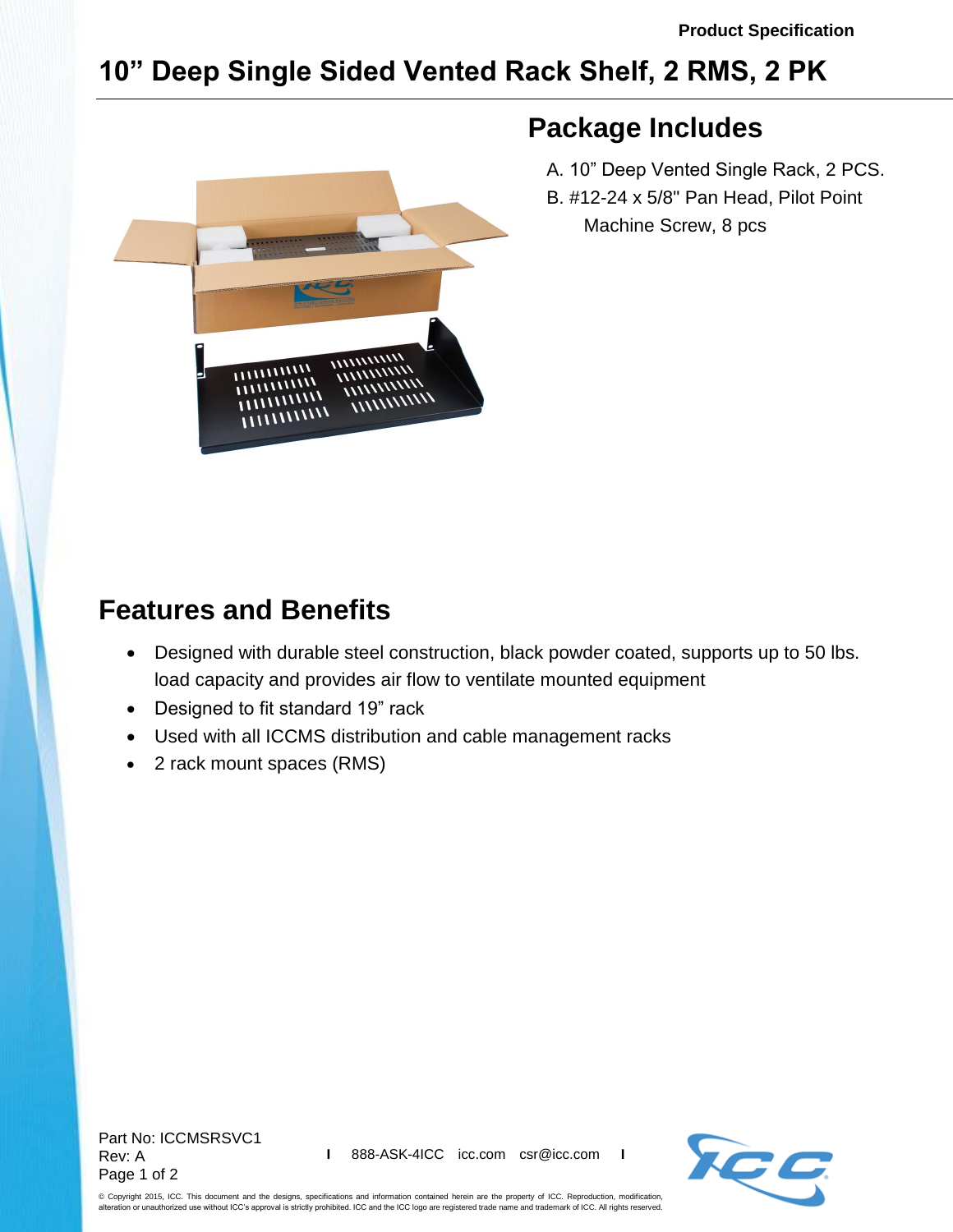Product Specification

# 10" Deep Single Sided Vented Rack Shelf, 2 RMS, 2 PK

## Package Includes

A. 10" Deep Vented Single Rack, 2 PCS.
B. #12-24 x 5/8" Pan Head, Pilot Point Machine Screw, 8 pcs

## Features and Benefits

- Designed with durable steel construction, black powder coated, supports up to 50 lbs. load capacity and provides air flow to ventilate mounted equipment
- Designed to fit standard 19" rack
- Used with all ICCMS distribution and cable management racks
- 2 rack mount spaces (RMS)

Part No: ICCMSRSVC1
Rev: A

888-ASK-4ICC icc.com csr@icc.com

© Copyright 2015, ICC. This document and the designs, specifications and information contained herein are the property of ICC. Reproduction, modification, alteration or unauthorized use without ICC's approval is strictly prohibited. ICC and the ICC logo are registered trade name and trademark of ICC. All rights reserved.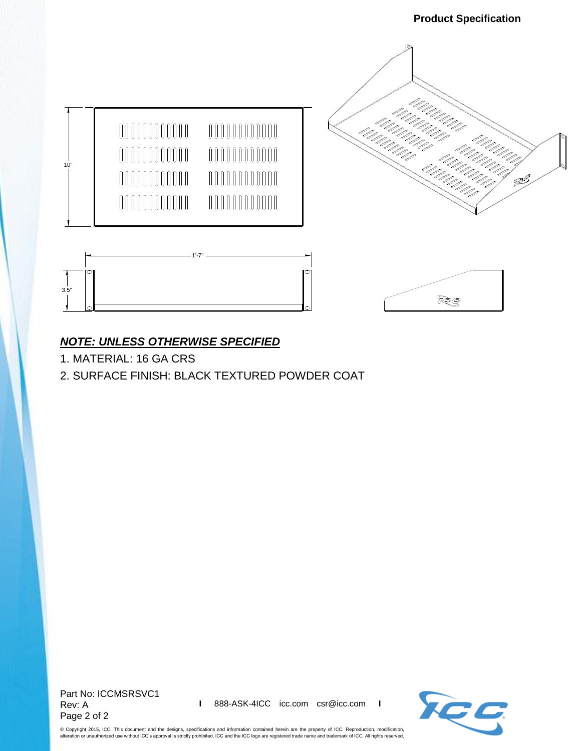10"

1'-7"

3.5"

***NOTE: UNLESS OTHERWISE SPECIFIED***

1. MATERIAL: 16 GA CRS
2. SURFACE FINISH: BLACK TEXTURED POWDER COAT

Part No: ICCMSRSVC1
Rev: A

888-ASK-4ICC icc.com csr@icc.com

© Copyright 2015, ICC. This document and the designs, specifications and information contained herein are the property of ICC. Reproduction, modification, alteration or unauthorized use without ICC's approval is strictly prohibited. ICC and the ICC logo are registered trade name and trademark of ICC. All rights reserved.